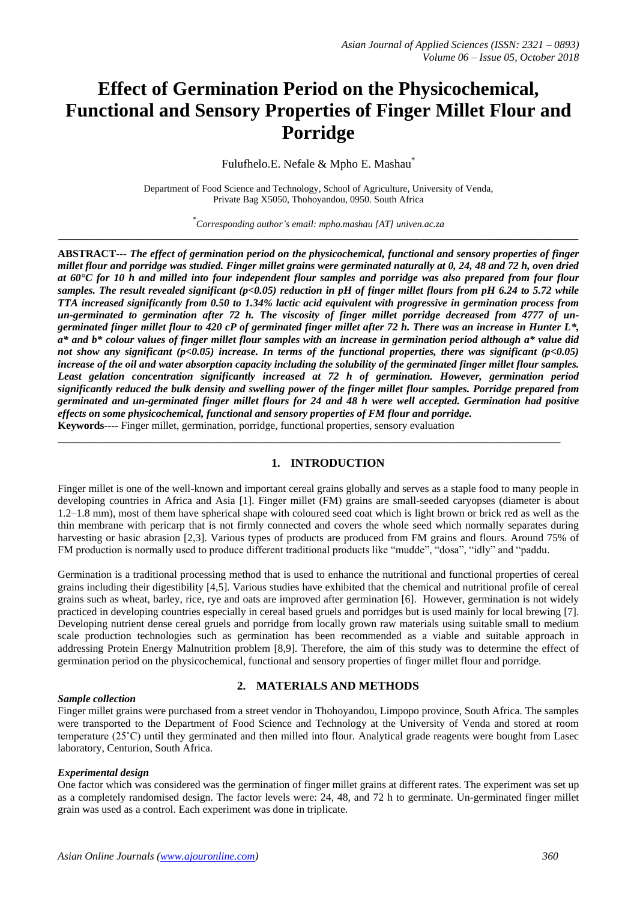# Effect of Germination Period on the Physicochemical, Functional and Sensory Properties of Finger Millet Flour and Porridge

Fulufhelo.E. Nefale & Mpho E. Mashau[*]

Department of Food Science and Technology, School of Agriculture, University of Venda, Private Bag X5050, Thohoyandou, 0950. South Africa

[*]*Corresponding author's email: mpho.mashau [AT] univen.ac.za*

---

**ABSTRACT---** ***The effect of germination period on the physicochemical, functional and sensory properties of finger millet flour and porridge was studied. Finger millet grains were germinated naturally at 0, 24, 48 and 72 h, oven dried at 60°C for 10 h and milled into four independent flour samples and porridge was also prepared from four flour samples. The result revealed significant ($p<0.05$) reduction in pH of finger millet flours from pH 6.24 to 5.72 while TTA increased significantly from 0.50 to 1.34% lactic acid equivalent with progressive in germination process from un-germinated to germination after 72 h. The viscosity of finger millet porridge decreased from 4777 of un-germinated finger millet flour to 420 cP of germinated finger millet after 72 h. There was an increase in Hunter L\*, a\* and b\* colour values of finger millet flour samples with an increase in germination period although a\* value did not show any significant ($p<0.05$) increase. In terms of the functional properties, there was significant ($p<0.05$) increase of the oil and water absorption capacity including the solubility of the germinated finger millet flour samples. Least gelation concentration significantly increased at 72 h of germination. However, germination period significantly reduced the bulk density and swelling power of the finger millet flour samples. Porridge prepared from germinated and un-germinated finger millet flours for 24 and 48 h were well accepted. Germination had positive effects on some physicochemical, functional and sensory properties of FM flour and porridge.***

**Keywords----** Finger millet, germination, porridge, functional properties, sensory evaluation

---

## 1. INTRODUCTION

Finger millet is one of the well-known and important cereal grains globally and serves as a staple food to many people in developing countries in Africa and Asia [1]. Finger millet (FM) grains are small-seeded caryopses (diameter is about 1.2–1.8 mm), most of them have spherical shape with coloured seed coat which is light brown or brick red as well as the thin membrane with pericarp that is not firmly connected and covers the whole seed which normally separates during harvesting or basic abrasion [2,3]. Various types of products are produced from FM grains and flours. Around 75% of FM production is normally used to produce different traditional products like "mudde", "dosa", "idly" and "paddu.

Germination is a traditional processing method that is used to enhance the nutritional and functional properties of cereal grains including their digestibility [4,5]. Various studies have exhibited that the chemical and nutritional profile of cereal grains such as wheat, barley, rice, rye and oats are improved after germination [6]. However, germination is not widely practiced in developing countries especially in cereal based gruels and porridges but is used mainly for local brewing [7]. Developing nutrient dense cereal gruels and porridge from locally grown raw materials using suitable small to medium scale production technologies such as germination has been recommended as a viable and suitable approach in addressing Protein Energy Malnutrition problem [8,9]. Therefore, the aim of this study was to determine the effect of germination period on the physicochemical, functional and sensory properties of finger millet flour and porridge.

## 2. MATERIALS AND METHODS

***Sample collection***

Finger millet grains were purchased from a street vendor in Thohoyandou, Limpopo province, South Africa. The samples were transported to the Department of Food Science and Technology at the University of Venda and stored at room temperature (25˚C) until they germinated and then milled into flour. Analytical grade reagents were bought from Lasec laboratory, Centurion, South Africa.

***Experimental design***

One factor which was considered was the germination of finger millet grains at different rates. The experiment was set up as a completely randomised design. The factor levels were: 24, 48, and 72 h to germinate. Un-germinated finger millet grain was used as a control. Each experiment was done in triplicate.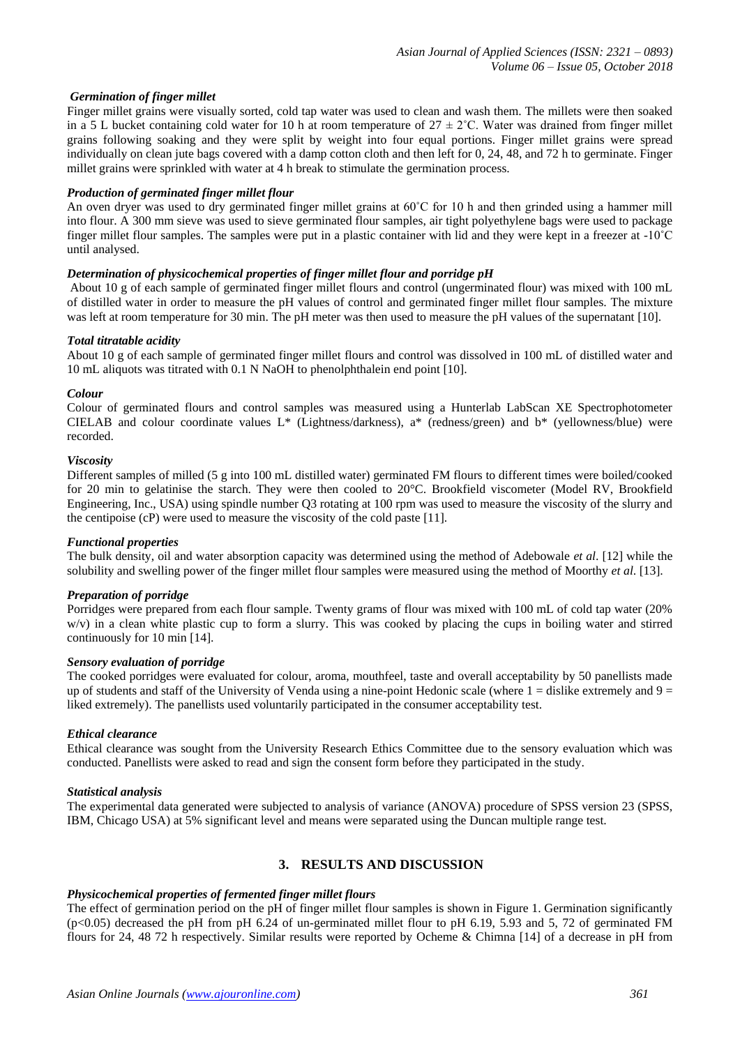### *Germination of finger millet*

Finger millet grains were visually sorted, cold tap water was used to clean and wash them. The millets were then soaked in a 5 L bucket containing cold water for 10 h at room temperature of 27 ± 2˚C. Water was drained from finger millet grains following soaking and they were split by weight into four equal portions. Finger millet grains were spread individually on clean jute bags covered with a damp cotton cloth and then left for 0, 24, 48, and 72 h to germinate. Finger millet grains were sprinkled with water at 4 h break to stimulate the germination process.

### *Production of germinated finger millet flour*

An oven dryer was used to dry germinated finger millet grains at 60˚C for 10 h and then grinded using a hammer mill into flour. A 300 mm sieve was used to sieve germinated flour samples, air tight polyethylene bags were used to package finger millet flour samples. The samples were put in a plastic container with lid and they were kept in a freezer at -10˚C until analysed.

### *Determination of physicochemical properties of finger millet flour and porridge pH*

About 10 g of each sample of germinated finger millet flours and control (ungerminated flour) was mixed with 100 mL of distilled water in order to measure the pH values of control and germinated finger millet flour samples. The mixture was left at room temperature for 30 min. The pH meter was then used to measure the pH values of the supernatant [10].

### *Total titratable acidity*

About 10 g of each sample of germinated finger millet flours and control was dissolved in 100 mL of distilled water and 10 mL aliquots was titrated with 0.1 N NaOH to phenolphthalein end point [10].

### *Colour*

Colour of germinated flours and control samples was measured using a Hunterlab LabScan XE Spectrophotometer CIELAB and colour coordinate values L* (Lightness/darkness), a* (redness/green) and b* (yellowness/blue) were recorded.

### *Viscosity*

Different samples of milled (5 g into 100 mL distilled water) germinated FM flours to different times were boiled/cooked for 20 min to gelatinise the starch. They were then cooled to 20°C. Brookfield viscometer (Model RV, Brookfield Engineering, Inc., USA) using spindle number Q3 rotating at 100 rpm was used to measure the viscosity of the slurry and the centipoise (cP) were used to measure the viscosity of the cold paste [11].

### *Functional properties*

The bulk density, oil and water absorption capacity was determined using the method of Adebowale *et al*. [12] while the solubility and swelling power of the finger millet flour samples were measured using the method of Moorthy *et al.* [13].

### *Preparation of porridge*

Porridges were prepared from each flour sample. Twenty grams of flour was mixed with 100 mL of cold tap water (20% w/v) in a clean white plastic cup to form a slurry. This was cooked by placing the cups in boiling water and stirred continuously for 10 min [14].

### *Sensory evaluation of porridge*

The cooked porridges were evaluated for colour, aroma, mouthfeel, taste and overall acceptability by 50 panellists made up of students and staff of the University of Venda using a nine-point Hedonic scale (where 1 = dislike extremely and 9 = liked extremely). The panellists used voluntarily participated in the consumer acceptability test.

### *Ethical clearance*

Ethical clearance was sought from the University Research Ethics Committee due to the sensory evaluation which was conducted. Panellists were asked to read and sign the consent form before they participated in the study.

### *Statistical analysis*

The experimental data generated were subjected to analysis of variance (ANOVA) procedure of SPSS version 23 (SPSS, IBM, Chicago USA) at 5% significant level and means were separated using the Duncan multiple range test.

## 3. RESULTS AND DISCUSSION

### *Physicochemical properties of fermented finger millet flours*

The effect of germination period on the pH of finger millet flour samples is shown in Figure 1. Germination significantly ($p<0.05$) decreased the pH from pH 6.24 of un-germinated millet flour to pH 6.19, 5.93 and 5, 72 of germinated FM flours for 24, 48 72 h respectively. Similar results were reported by Ocheme & Chimna [14] of a decrease in pH from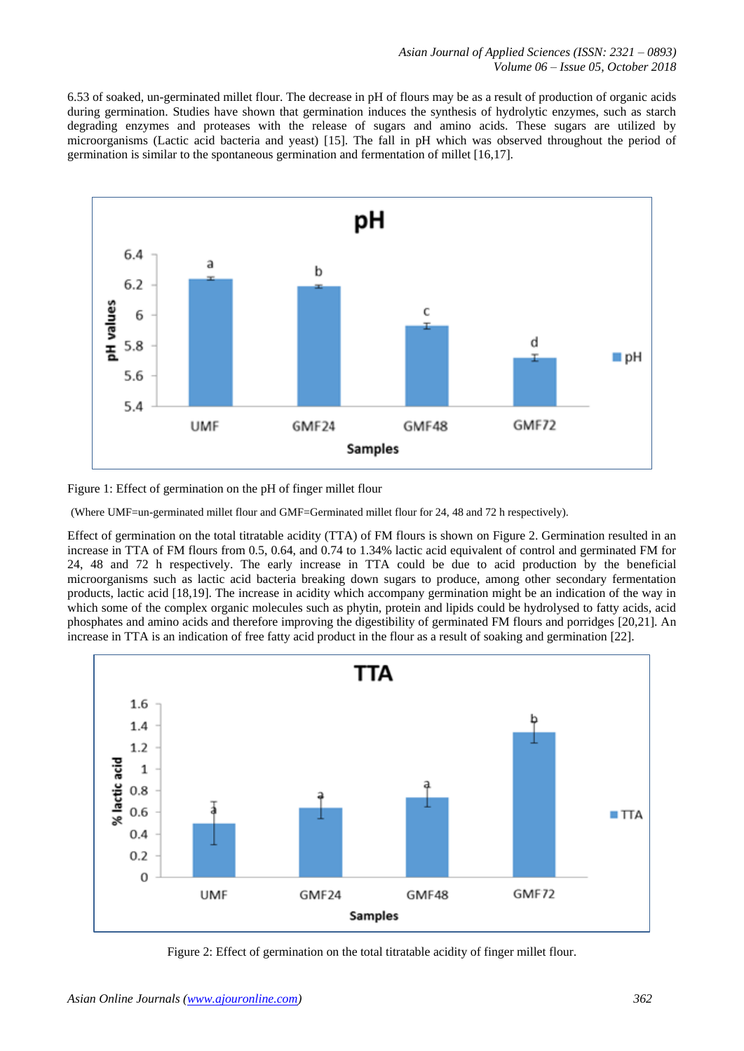6.53 of soaked, un-germinated millet flour. The decrease in pH of flours may be as a result of production of organic acids during germination. Studies have shown that germination induces the synthesis of hydrolytic enzymes, such as starch degrading enzymes and proteases with the release of sugars and amino acids. These sugars are utilized by microorganisms (Lactic acid bacteria and yeast) [15]. The fall in pH which was observed throughout the period of germination is similar to the spontaneous germination and fermentation of millet [16,17].

Figure 1: Effect of germination on the pH of finger millet flour

(Where UMF=un-germinated millet flour and GMF=Germinated millet flour for 24, 48 and 72 h respectively).

Effect of germination on the total titratable acidity (TTA) of FM flours is shown on Figure 2. Germination resulted in an increase in TTA of FM flours from 0.5, 0.64, and 0.74 to 1.34% lactic acid equivalent of control and germinated FM for 24, 48 and 72 h respectively. The early increase in TTA could be due to acid production by the beneficial microorganisms such as lactic acid bacteria breaking down sugars to produce, among other secondary fermentation products, lactic acid [18,19]. The increase in acidity which accompany germination might be an indication of the way in which some of the complex organic molecules such as phytin, protein and lipids could be hydrolysed to fatty acids, acid phosphates and amino acids and therefore improving the digestibility of germinated FM flours and porridges [20,21]. An increase in TTA is an indication of free fatty acid product in the flour as a result of soaking and germination [22].

Figure 2: Effect of germination on the total titratable acidity of finger millet flour.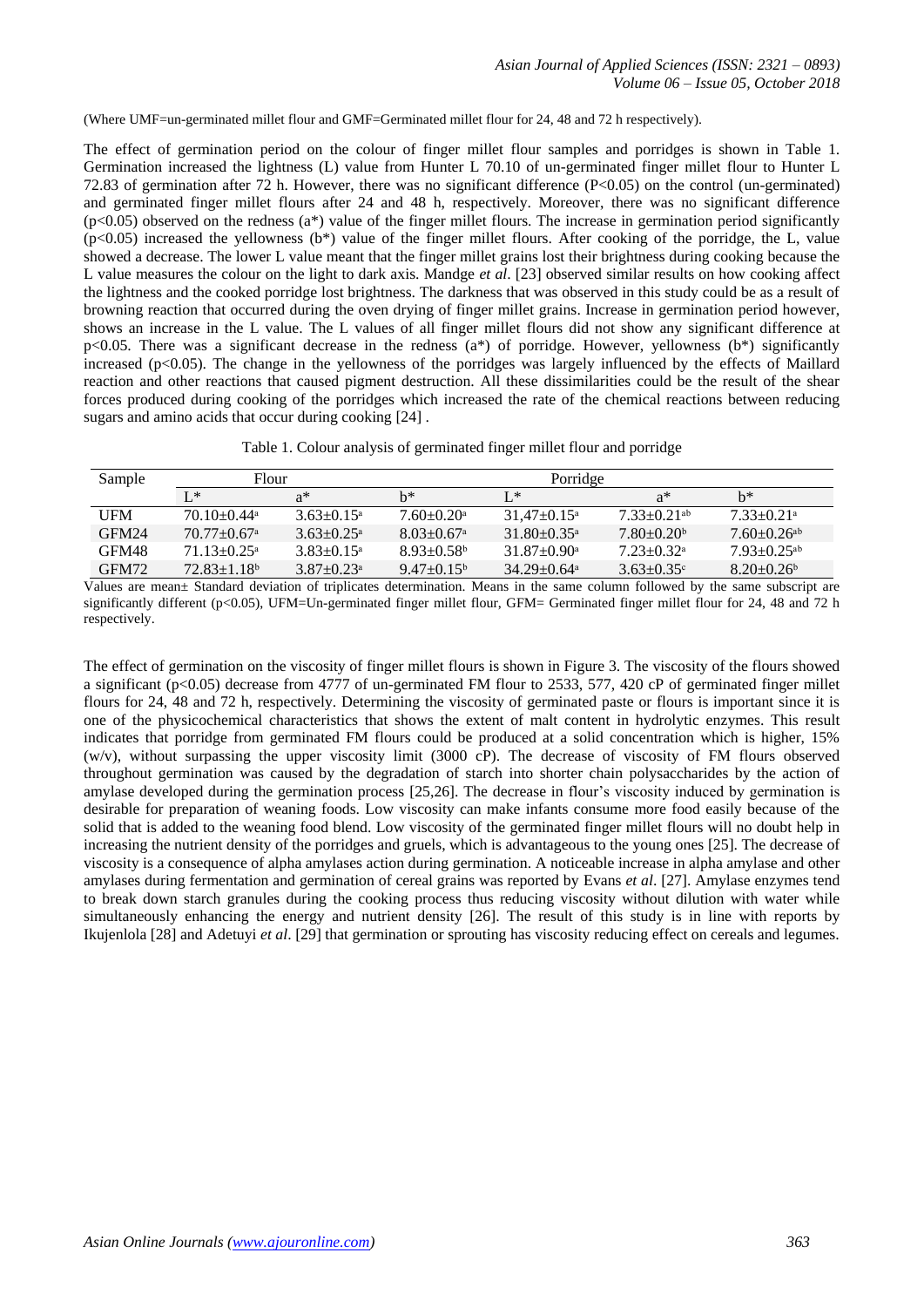(Where UMF=un-germinated millet flour and GMF=Germinated millet flour for 24, 48 and 72 h respectively).

The effect of germination period on the colour of finger millet flour samples and porridges is shown in Table 1. Germination increased the lightness (L) value from Hunter L 70.10 of un-germinated finger millet flour to Hunter L 72.83 of germination after 72 h. However, there was no significant difference ($P<0.05$) on the control (un-germinated) and germinated finger millet flours after 24 and 48 h, respectively. Moreover, there was no significant difference ($p<0.05$) observed on the redness (a*) value of the finger millet flours. The increase in germination period significantly ($p<0.05$) increased the yellowness (b*) value of the finger millet flours. After cooking of the porridge, the L, value showed a decrease. The lower L value meant that the finger millet grains lost their brightness during cooking because the L value measures the colour on the light to dark axis. Mandge *et al*. [23] observed similar results on how cooking affect the lightness and the cooked porridge lost brightness. The darkness that was observed in this study could be as a result of browning reaction that occurred during the oven drying of finger millet grains. Increase in germination period however, shows an increase in the L value. The L values of all finger millet flours did not show any significant difference at $p<0.05$. There was a significant decrease in the redness (a*) of porridge. However, yellowness (b*) significantly increased ($p<0.05$). The change in the yellowness of the porridges was largely influenced by the effects of Maillard reaction and other reactions that caused pigment destruction. All these dissimilarities could be the result of the shear forces produced during cooking of the porridges which increased the rate of the chemical reactions between reducing sugars and amino acids that occur during cooking [24] .

Table 1. Colour analysis of germinated finger millet flour and porridge

| Sample | Flour | | | Porridge | | |
|---|---|---|---|---|---|---|
| | L* | a* | b* | L* | a* | b* |
| UFM | 70.10±0.44[a] | 3.63±0.15[a] | 7.60±0.20[a] | 31,47±0.15[a] | 7.33±0.21[ab] | 7.33±0.21[a] |
| GFM24 | 70.77±0.67[a] | 3.63±0.25[a] | 8.03±0.67[a] | 31.80±0.35[a] | 7.80±0.20[b] | 7.60±0.26[ab] |
| GFM48 | 71.13±0.25[a] | 3.83±0.15[a] | 8.93±0.58[b] | 31.87±0.90[a] | 7.23±0.32[a] | 7.93±0.25[ab] |
| GFM72 | 72.83±1.18[b] | 3.87±0.23[a] | 9.47±0.15[b] | 34.29±0.64[a] | 3.63±0.35[c] | 8.20±0.26[b] |

Values are mean± Standard deviation of triplicates determination. Means in the same column followed by the same subscript are significantly different ($p<0.05$), UFM=Un-germinated finger millet flour, GFM= Germinated finger millet flour for 24, 48 and 72 h respectively.

The effect of germination on the viscosity of finger millet flours is shown in Figure 3. The viscosity of the flours showed a significant ($p<0.05$) decrease from 4777 of un-germinated FM flour to 2533, 577, 420 cP of germinated finger millet flours for 24, 48 and 72 h, respectively. Determining the viscosity of germinated paste or flours is important since it is one of the physicochemical characteristics that shows the extent of malt content in hydrolytic enzymes. This result indicates that porridge from germinated FM flours could be produced at a solid concentration which is higher, 15% (w/v), without surpassing the upper viscosity limit (3000 cP). The decrease of viscosity of FM flours observed throughout germination was caused by the degradation of starch into shorter chain polysaccharides by the action of amylase developed during the germination process [25,26]. The decrease in flour's viscosity induced by germination is desirable for preparation of weaning foods. Low viscosity can make infants consume more food easily because of the solid that is added to the weaning food blend. Low viscosity of the germinated finger millet flours will no doubt help in increasing the nutrient density of the porridges and gruels, which is advantageous to the young ones [25]. The decrease of viscosity is a consequence of alpha amylases action during germination. A noticeable increase in alpha amylase and other amylases during fermentation and germination of cereal grains was reported by Evans *et al*. [27]. Amylase enzymes tend to break down starch granules during the cooking process thus reducing viscosity without dilution with water while simultaneously enhancing the energy and nutrient density [26]. The result of this study is in line with reports by Ikujenlola [28] and Adetuyi *et al*. [29] that germination or sprouting has viscosity reducing effect on cereals and legumes.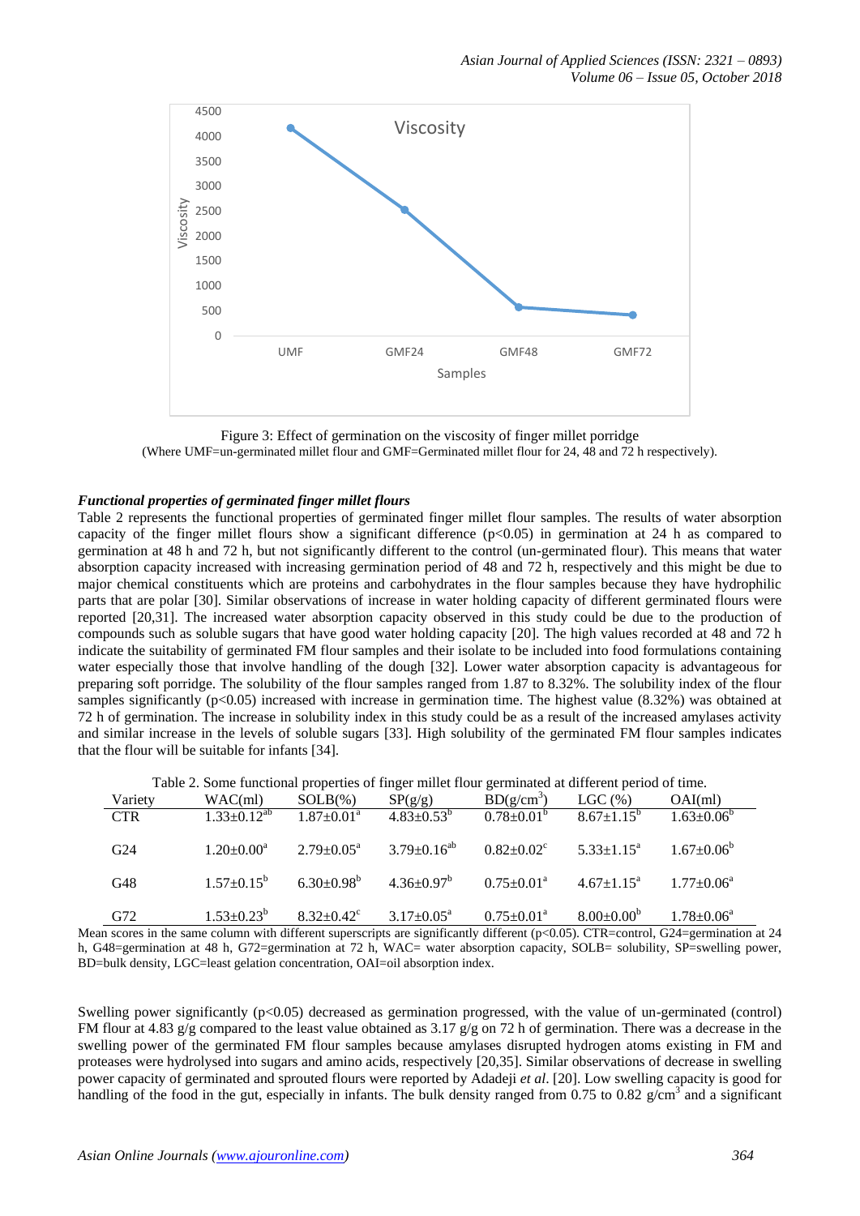Figure 3: Effect of germination on the viscosity of finger millet porridge
(Where UMF=un-germinated millet flour and GMF=Germinated millet flour for 24, 48 and 72 h respectively).

***Functional properties of germinated finger millet flours***

Table 2 represents the functional properties of germinated finger millet flour samples. The results of water absorption capacity of the finger millet flours show a significant difference ($p<0.05$) in germination at 24 h as compared to germination at 48 h and 72 h, but not significantly different to the control (un-germinated flour). This means that water absorption capacity increased with increasing germination period of 48 and 72 h, respectively and this might be due to major chemical constituents which are proteins and carbohydrates in the flour samples because they have hydrophilic parts that are polar [30]. Similar observations of increase in water holding capacity of different germinated flours were reported [20,31]. The increased water absorption capacity observed in this study could be due to the production of compounds such as soluble sugars that have good water holding capacity [20]. The high values recorded at 48 and 72 h indicate the suitability of germinated FM flour samples and their isolate to be included into food formulations containing water especially those that involve handling of the dough [32]. Lower water absorption capacity is advantageous for preparing soft porridge. The solubility of the flour samples ranged from 1.87 to 8.32%. The solubility index of the flour samples significantly ($p<0.05$) increased with increase in germination time. The highest value (8.32%) was obtained at 72 h of germination. The increase in solubility index in this study could be as a result of the increased amylases activity and similar increase in the levels of soluble sugars [33]. High solubility of the germinated FM flour samples indicates that the flour will be suitable for infants [34].

Table 2. Some functional properties of finger millet flour germinated at different period of time.

| Variety | WAC(ml) | SOLB(%) | SP(g/g) | BD(g/cm$^3$) | LGC (%) | OAI(ml) |
|---|---|---|---|---|---|---|
| CTR | $1.33\pm0.12^{ab}$ | $1.87\pm0.01^{a}$ | $4.83\pm0.53^{b}$ | $0.78\pm0.01^{b}$ | $8.67\pm1.15^{b}$ | $1.63\pm0.06^{b}$ |
| G24 | $1.20\pm0.00^{a}$ | $2.79\pm0.05^{a}$ | $3.79\pm0.16^{ab}$ | $0.82\pm0.02^{c}$ | $5.33\pm1.15^{a}$ | $1.67\pm0.06^{b}$ |
| G48 | $1.57\pm0.15^{b}$ | $6.30\pm0.98^{b}$ | $4.36\pm0.97^{b}$ | $0.75\pm0.01^{a}$ | $4.67\pm1.15^{a}$ | $1.77\pm0.06^{a}$ |
| G72 | $1.53\pm0.23^{b}$ | $8.32\pm0.42^{c}$ | $3.17\pm0.05^{a}$ | $0.75\pm0.01^{a}$ | $8.00\pm0.00^{b}$ | $1.78\pm0.06^{a}$ |

Mean scores in the same column with different superscripts are significantly different ($p<0.05$). CTR=control, G24=germination at 24 h, G48=germination at 48 h, G72=germination at 72 h, WAC= water absorption capacity, SOLB= solubility, SP=swelling power, BD=bulk density, LGC=least gelation concentration, OAI=oil absorption index.

Swelling power significantly ($p<0.05$) decreased as germination progressed, with the value of un-germinated (control) FM flour at 4.83 g/g compared to the least value obtained as 3.17 g/g on 72 h of germination. There was a decrease in the swelling power of the germinated FM flour samples because amylases disrupted hydrogen atoms existing in FM and proteases were hydrolysed into sugars and amino acids, respectively [20,35]. Similar observations of decrease in swelling power capacity of germinated and sprouted flours were reported by Adadeji *et al*. [20]. Low swelling capacity is good for handling of the food in the gut, especially in infants. The bulk density ranged from 0.75 to 0.82 g/cm$^3$ and a significant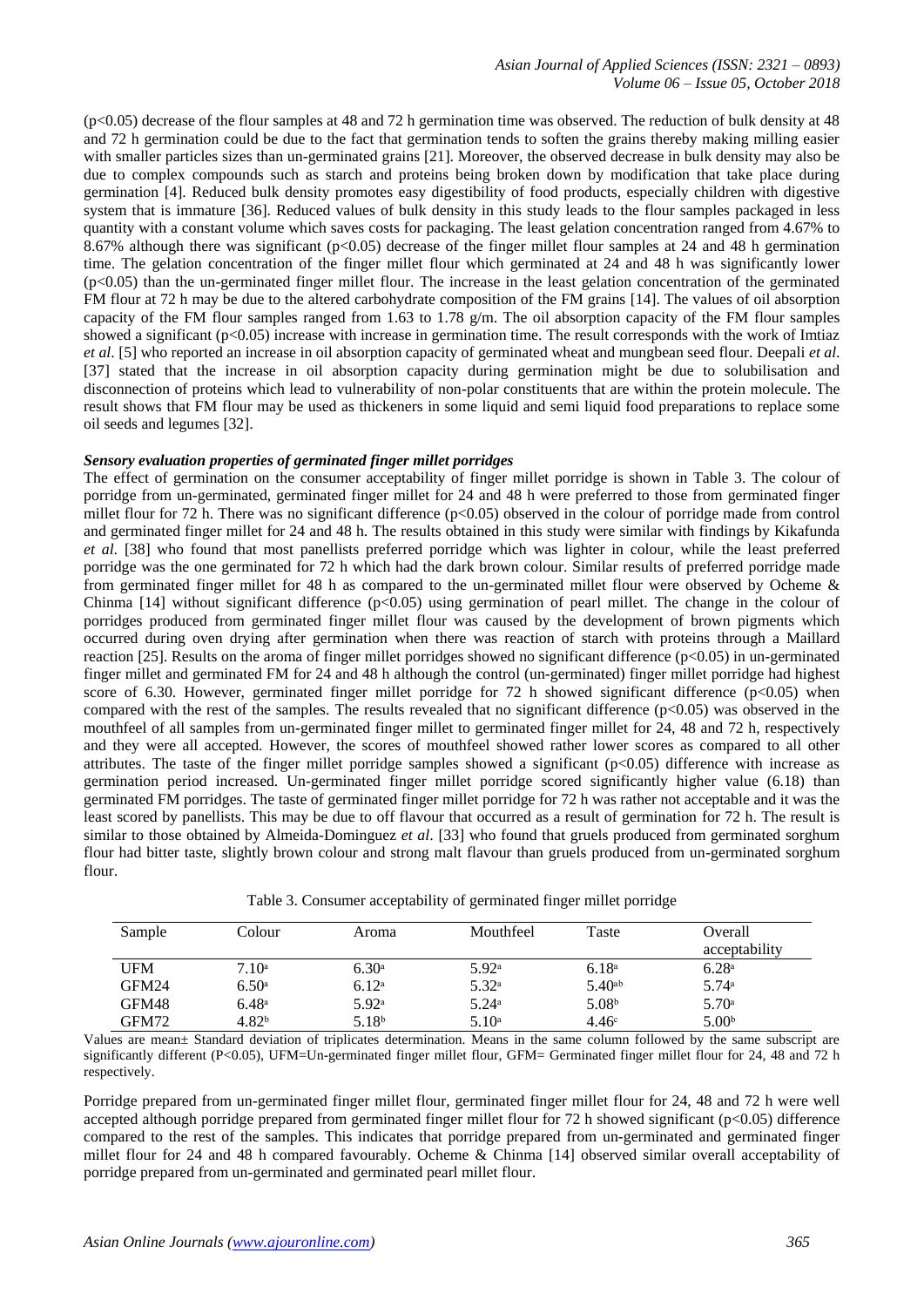(p<0.05) decrease of the flour samples at 48 and 72 h germination time was observed. The reduction of bulk density at 48 and 72 h germination could be due to the fact that germination tends to soften the grains thereby making milling easier with smaller particles sizes than un-germinated grains [21]. Moreover, the observed decrease in bulk density may also be due to complex compounds such as starch and proteins being broken down by modification that take place during germination [4]. Reduced bulk density promotes easy digestibility of food products, especially children with digestive system that is immature [36]. Reduced values of bulk density in this study leads to the flour samples packaged in less quantity with a constant volume which saves costs for packaging. The least gelation concentration ranged from 4.67% to 8.67% although there was significant (p<0.05) decrease of the finger millet flour samples at 24 and 48 h germination time. The gelation concentration of the finger millet flour which germinated at 24 and 48 h was significantly lower (p<0.05) than the un-germinated finger millet flour. The increase in the least gelation concentration of the germinated FM flour at 72 h may be due to the altered carbohydrate composition of the FM grains [14]. The values of oil absorption capacity of the FM flour samples ranged from 1.63 to 1.78 g/m. The oil absorption capacity of the FM flour samples showed a significant (p<0.05) increase with increase in germination time. The result corresponds with the work of Imtiaz *et al*. [5] who reported an increase in oil absorption capacity of germinated wheat and mungbean seed flour. Deepali *et al*. [37] stated that the increase in oil absorption capacity during germination might be due to solubilisation and disconnection of proteins which lead to vulnerability of non-polar constituents that are within the protein molecule. The result shows that FM flour may be used as thickeners in some liquid and semi liquid food preparations to replace some oil seeds and legumes [32].

***Sensory evaluation properties of germinated finger millet porridges***

The effect of germination on the consumer acceptability of finger millet porridge is shown in Table 3. The colour of porridge from un-germinated, germinated finger millet for 24 and 48 h were preferred to those from germinated finger millet flour for 72 h. There was no significant difference (p<0.05) observed in the colour of porridge made from control and germinated finger millet for 24 and 48 h. The results obtained in this study were similar with findings by Kikafunda *et al*. [38] who found that most panellists preferred porridge which was lighter in colour, while the least preferred porridge was the one germinated for 72 h which had the dark brown colour. Similar results of preferred porridge made from germinated finger millet for 48 h as compared to the un-germinated millet flour were observed by Ocheme & Chinma [14] without significant difference (p<0.05) using germination of pearl millet. The change in the colour of porridges produced from germinated finger millet flour was caused by the development of brown pigments which occurred during oven drying after germination when there was reaction of starch with proteins through a Maillard reaction [25]. Results on the aroma of finger millet porridges showed no significant difference (p<0.05) in un-germinated finger millet and germinated FM for 24 and 48 h although the control (un-germinated) finger millet porridge had highest score of 6.30. However, germinated finger millet porridge for 72 h showed significant difference (p<0.05) when compared with the rest of the samples. The results revealed that no significant difference (p<0.05) was observed in the mouthfeel of all samples from un-germinated finger millet to germinated finger millet for 24, 48 and 72 h, respectively and they were all accepted. However, the scores of mouthfeel showed rather lower scores as compared to all other attributes. The taste of the finger millet porridge samples showed a significant (p<0.05) difference with increase as germination period increased. Un-germinated finger millet porridge scored significantly higher value (6.18) than germinated FM porridges. The taste of germinated finger millet porridge for 72 h was rather not acceptable and it was the least scored by panellists. This may be due to off flavour that occurred as a result of germination for 72 h. The result is similar to those obtained by Almeida-Dominguez *et al*. [33] who found that gruels produced from germinated sorghum flour had bitter taste, slightly brown colour and strong malt flavour than gruels produced from un-germinated sorghum flour.

Table 3. Consumer acceptability of germinated finger millet porridge

| Sample | Colour | Aroma | Mouthfeel | Taste | Overall acceptability |
|---|---|---|---|---|---|
| UFM | 7.10[a] | 6.30[a] | 5.92[a] | 6.18[a] | 6.28[a] |
| GFM24 | 6.50[a] | 6.12[a] | 5.32[a] | 5.40[ab] | 5.74[a] |
| GFM48 | 6.48[a] | 5.92[a] | 5.24[a] | 5.08[b] | 5.70[a] |
| GFM72 | 4.82[b] | 5.18[b] | 5.10[a] | 4.46[c] | 5.00[b] |

Values are mean± Standard deviation of triplicates determination. Means in the same column followed by the same subscript are significantly different (P<0.05), UFM=Un-germinated finger millet flour, GFM= Germinated finger millet flour for 24, 48 and 72 h respectively.

Porridge prepared from un-germinated finger millet flour, germinated finger millet flour for 24, 48 and 72 h were well accepted although porridge prepared from germinated finger millet flour for 72 h showed significant (p<0.05) difference compared to the rest of the samples. This indicates that porridge prepared from un-germinated and germinated finger millet flour for 24 and 48 h compared favourably. Ocheme & Chinma [14] observed similar overall acceptability of porridge prepared from un-germinated and germinated pearl millet flour.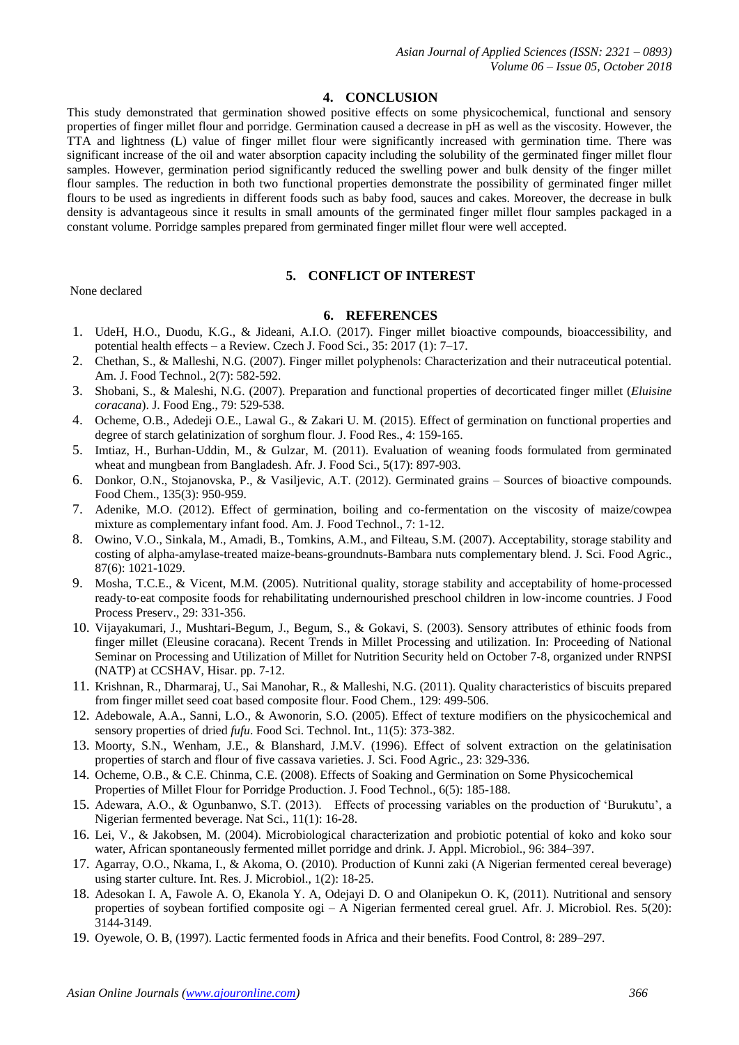## 4. CONCLUSION

This study demonstrated that germination showed positive effects on some physicochemical, functional and sensory properties of finger millet flour and porridge. Germination caused a decrease in pH as well as the viscosity. However, the TTA and lightness (L) value of finger millet flour were significantly increased with germination time. There was significant increase of the oil and water absorption capacity including the solubility of the germinated finger millet flour samples. However, germination period significantly reduced the swelling power and bulk density of the finger millet flour samples. The reduction in both two functional properties demonstrate the possibility of germinated finger millet flours to be used as ingredients in different foods such as baby food, sauces and cakes. Moreover, the decrease in bulk density is advantageous since it results in small amounts of the germinated finger millet flour samples packaged in a constant volume. Porridge samples prepared from germinated finger millet flour were well accepted.

## 5. CONFLICT OF INTEREST

None declared

## 6. REFERENCES

1. UdeH, H.O., Duodu, K.G., & Jideani, A.I.O. (2017). Finger millet bioactive compounds, bioaccessibility, and potential health effects – a Review. Czech J. Food Sci., 35: 2017 (1): 7–17.
2. Chethan, S., & Malleshi, N.G. (2007). Finger millet polyphenols: Characterization and their nutraceutical potential. Am. J. Food Technol., 2(7): 582-592.
3. Shobani, S., & Maleshi, N.G. (2007). Preparation and functional properties of decorticated finger millet (*Eluisine coracana*). J. Food Eng., 79: 529-538.
4. Ocheme, O.B., Adedeji O.E., Lawal G., & Zakari U. M. (2015). Effect of germination on functional properties and degree of starch gelatinization of sorghum flour. J. Food Res., 4: 159-165.
5. Imtiaz, H., Burhan-Uddin, M., & Gulzar, M. (2011). Evaluation of weaning foods formulated from germinated wheat and mungbean from Bangladesh. Afr. J. Food Sci., 5(17): 897-903.
6. Donkor, O.N., Stojanovska, P., & Vasiljevic, A.T. (2012). Germinated grains – Sources of bioactive compounds. Food Chem., 135(3): 950-959.
7. Adenike, M.O. (2012). Effect of germination, boiling and co-fermentation on the viscosity of maize/cowpea mixture as complementary infant food. Am. J. Food Technol., 7: 1-12.
8. Owino, V.O., Sinkala, M., Amadi, B., Tomkins, A.M., and Filteau, S.M. (2007). Acceptability, storage stability and costing of alpha-amylase-treated maize-beans-groundnuts-Bambara nuts complementary blend. J. Sci. Food Agric., 87(6): 1021-1029.
9. Mosha, T.C.E., & Vicent, M.M. (2005). Nutritional quality, storage stability and acceptability of home-processed ready-to-eat composite foods for rehabilitating undernourished preschool children in low-income countries. J Food Process Preserv., 29: 331-356.
10. Vijayakumari, J., Mushtari-Begum, J., Begum, S., & Gokavi, S. (2003). Sensory attributes of ethinic foods from finger millet (Eleusine coracana). Recent Trends in Millet Processing and utilization. In: Proceeding of National Seminar on Processing and Utilization of Millet for Nutrition Security held on October 7-8, organized under RNPSI (NATP) at CCSHAV, Hisar. pp. 7-12.
11. Krishnan, R., Dharmaraj, U., Sai Manohar, R., & Malleshi, N.G. (2011). Quality characteristics of biscuits prepared from finger millet seed coat based composite flour. Food Chem., 129: 499-506.
12. Adebowale, A.A., Sanni, L.O., & Awonorin, S.O. (2005). Effect of texture modifiers on the physicochemical and sensory properties of dried *fufu*. Food Sci. Technol. Int., 11(5): 373-382.
13. Moorty, S.N., Wenham, J.E., & Blanshard, J.M.V. (1996). Effect of solvent extraction on the gelatinisation properties of starch and flour of five cassava varieties. J. Sci. Food Agric., 23: 329-336.
14. Ocheme, O.B., & C.E. Chinma, C.E. (2008). Effects of Soaking and Germination on Some Physicochemical Properties of Millet Flour for Porridge Production. J. Food Technol., 6(5): 185-188.
15. Adewara, A.O., & Ogunbanwo, S.T. (2013). Effects of processing variables on the production of 'Burukutu', a Nigerian fermented beverage. Nat Sci., 11(1): 16-28.
16. Lei, V., & Jakobsen, M. (2004). Microbiological characterization and probiotic potential of koko and koko sour water, African spontaneously fermented millet porridge and drink. J. Appl. Microbiol., 96: 384–397.
17. Agarray, O.O., Nkama, I., & Akoma, O. (2010). Production of Kunni zaki (A Nigerian fermented cereal beverage) using starter culture. Int. Res. J. Microbiol., 1(2): 18-25.
18. Adesokan I. A, Fawole A. O, Ekanola Y. A, Odejayi D. O and Olanipekun O. K, (2011). Nutritional and sensory properties of soybean fortified composite ogi – A Nigerian fermented cereal gruel. Afr. J. Microbiol. Res. 5(20): 3144-3149.
19. Oyewole, O. B, (1997). Lactic fermented foods in Africa and their benefits. Food Control, 8: 289–297.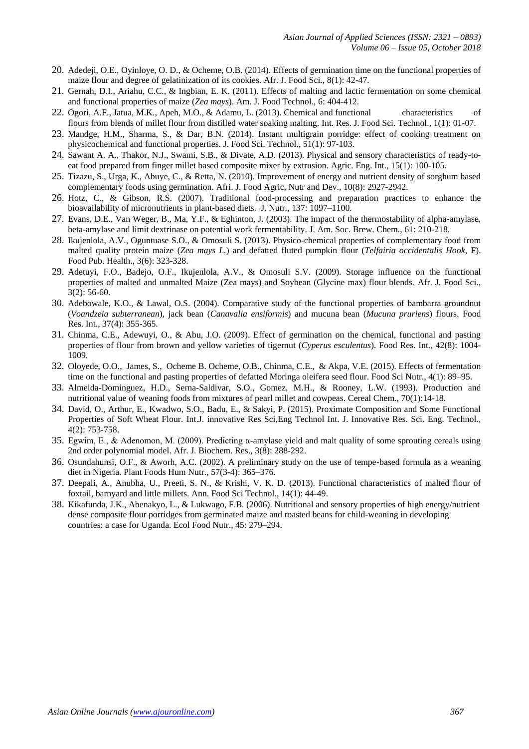20. Adedeji, O.E., Oyinloye, O. D., & Ocheme, O.B. (2014). Effects of germination time on the functional properties of maize flour and degree of gelatinization of its cookies. Afr. J. Food Sci., 8(1): 42-47.
21. Gernah, D.I., Ariahu, C.C., & Ingbian, E. K. (2011). Effects of malting and lactic fermentation on some chemical and functional properties of maize (*Zea mays*). Am. J. Food Technol., 6: 404-412.
22. Ogori, A.F., Jatua, M.K., Apeh, M.O., & Adamu, L. (2013). Chemical and functional characteristics of flours from blends of millet flour from distilled water soaking malting. Int. Res. J. Food Sci. Technol., 1(1): 01-07.
23. Mandge, H.M., Sharma, S., & Dar, B.N. (2014). Instant multigrain porridge: effect of cooking treatment on physicochemical and functional properties. J. Food Sci. Technol., 51(1): 97-103.
24. Sawant A. A., Thakor, N.J., Swami, S.B., & Divate, A.D. (2013). Physical and sensory characteristics of ready-to-eat food prepared from finger millet based composite mixer by extrusion. Agric. Eng. Int., 15(1): 100-105.
25. Tizazu, S., Urga, K., Abuye, C., & Retta, N. (2010). Improvement of energy and nutrient density of sorghum based complementary foods using germination. Afri. J. Food Agric, Nutr and Dev., 10(8): 2927-2942.
26. Hotz, C., & Gibson, R.S. (2007). Traditional food-processing and preparation practices to enhance the bioavailability of micronutrients in plant-based diets. J. Nutr., 137: 1097–1100.
27. Evans, D.E., Van Weger, B., Ma, Y.F., & Eghinton, J. (2003). The impact of the thermostability of alpha-amylase, beta-amylase and limit dextrinase on potential work fermentability. J. Am. Soc. Brew. Chem., 61: 210-218.
28. Ikujenlola, A.V., Oguntuase S.O., & Omosuli S. (2013). Physico-chemical properties of complementary food from malted quality protein maize (*Zea mays L.*) and defatted fluted pumpkin flour (*Telfairia occidentalis Hook*, F). Food Pub. Health., 3(6): 323-328.
29. Adetuyi, F.O., Badejo, O.F., Ikujenlola, A.V., & Omosuli S.V. (2009). Storage influence on the functional properties of malted and unmalted Maize (Zea mays) and Soybean (Glycine max) flour blends. Afr. J. Food Sci., 3(2): 56-60.
30. Adebowale, K.O., & Lawal, O.S. (2004). Comparative study of the functional properties of bambarra groundnut (*Voandzeia subterranean*), jack bean (*Canavalia ensiformis*) and mucuna bean (*Mucuna pruriens*) flours. Food Res. Int., 37(4): 355-365.
31. Chinma, C.E., Adewuyi, O., & Abu, J.O. (2009). Effect of germination on the chemical, functional and pasting properties of flour from brown and yellow varieties of tigernut (*Cyperus esculentus*). Food Res. Int., 42(8): 1004-1009.
32. Oloyede, O.O., James, S., Ocheme B. Ocheme, O.B., Chinma, C.E., & Akpa, V.E. (2015). Effects of fermentation time on the functional and pasting properties of defatted Moringa oleifera seed flour. Food Sci Nutr., 4(1): 89–95.
33. Almeida-Dominguez, H.D., Serna-Saldivar, S.O., Gomez, M.H., & Rooney, L.W. (1993). Production and nutritional value of weaning foods from mixtures of pearl millet and cowpeas. Cereal Chem., 70(1):14-18.
34. David, O., Arthur, E., Kwadwo, S.O., Badu, E., & Sakyi, P. (2015). Proximate Composition and Some Functional Properties of Soft Wheat Flour. Int.J. innovative Res Sci,Eng Technol Int. J. Innovative Res. Sci. Eng. Technol., 4(2): 753-758.
35. Egwim, E., & Adenomon, M. (2009). Predicting α-amylase yield and malt quality of some sprouting cereals using 2nd order polynomial model. Afr. J. Biochem. Res., 3(8): 288-292.
36. Osundahunsi, O.F., & Aworh, A.C. (2002). A preliminary study on the use of tempe-based formula as a weaning diet in Nigeria. Plant Foods Hum Nutr., 57(3-4): 365–376.
37. Deepali, A., Anubha, U., Preeti, S. N., & Krishi, V. K. D. (2013). Functional characteristics of malted flour of foxtail, barnyard and little millets. Ann. Food Sci Technol., 14(1): 44-49.
38. Kikafunda, J.K., Abenakyo, L., & Lukwago, F.B. (2006). Nutritional and sensory properties of high energy/nutrient dense composite flour porridges from germinated maize and roasted beans for child-weaning in developing countries: a case for Uganda. Ecol Food Nutr., 45: 279–294.